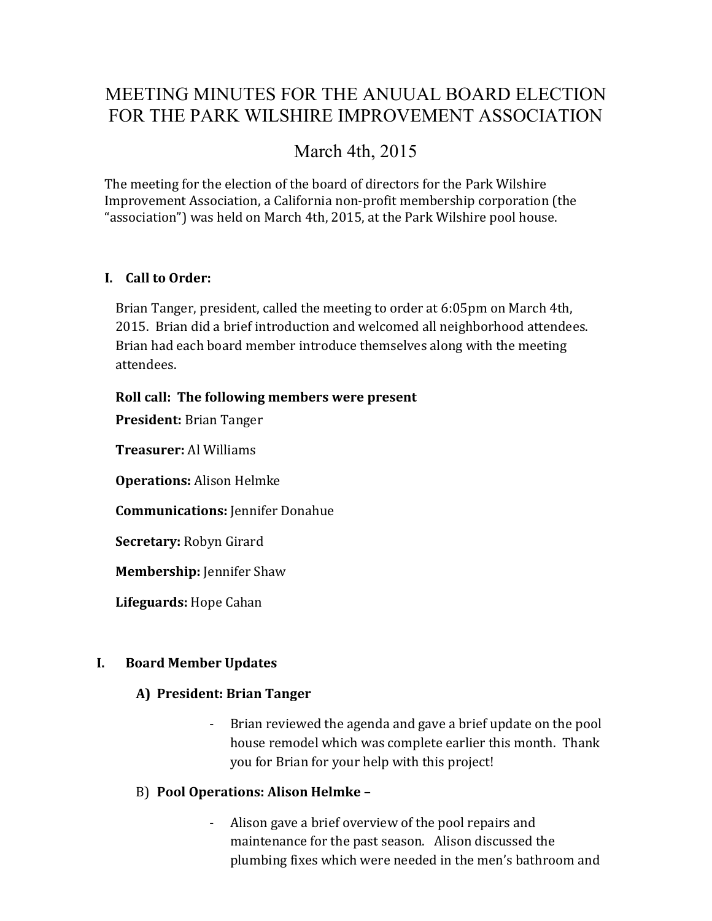# MEETING MINUTES FOR THE ANUUAL BOARD ELECTION FOR THE PARK WILSHIRE IMPROVEMENT ASSOCIATION

## March 4th, 2015

The meeting for the election of the board of directors for the Park Wilshire Improvement Association, a California non-profit membership corporation (the "association") was held on March 4th, 2015, at the Park Wilshire pool house.

### I. Call to Order:

Brian Tanger, president, called the meeting to order at 6:05pm on March 4th, 2015. Brian did a brief introduction and welcomed all neighborhood attendees. Brian had each board member introduce themselves along with the meeting attendees.

**Roll call: The following members were present**

**President:** Brian Tanger

**Treasurer:** Al Williams

**Operations:** Alison Helmke

**Communications:** Jennifer Donahue

**Secretary:** Robyn Girard

**Membership:** Jennifer Shaw

**Lifeguards:** Hope Cahan

### I. Board Member Updates

#### A) President: Brian Tanger

- Brian reviewed the agenda and gave a brief update on the pool house remodel which was complete earlier this month. Thank you for Brian for your help with this project!

#### B) **Pool Operations: Alison Helmke –**

- Alison gave a brief overview of the pool repairs and maintenance for the past season. Alison discussed the plumbing fixes which were needed in the men's bathroom and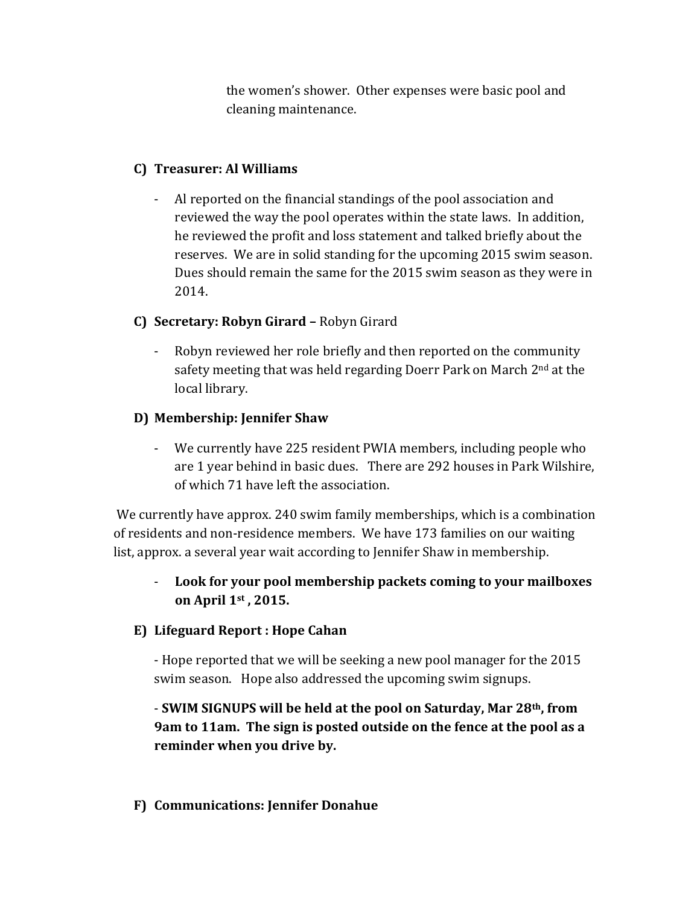the women's shower. Other expenses were basic pool and cleaning maintenance.

**C) Treasurer: Al Williams**

- Al reported on the financial standings of the pool association and reviewed the way the pool operates within the state laws. In addition, he reviewed the profit and loss statement and talked briefly about the reserves. We are in solid standing for the upcoming 2015 swim season. Dues should remain the same for the 2015 swim season as they were in 2014.

**C) Secretary: Robyn Girard –** Robyn Girard

- Robyn reviewed her role briefly and then reported on the community safety meeting that was held regarding Doerr Park on March 2nd at the local library.

**D) Membership: Jennifer Shaw**

- We currently have 225 resident PWIA members, including people who are 1 year behind in basic dues. There are 292 houses in Park Wilshire, of which 71 have left the association.

We currently have approx. 240 swim family memberships, which is a combination of residents and non-residence members. We have 173 families on our waiting list, approx. a several year wait according to Jennifer Shaw in membership.

- **Look for your pool membership packets coming to your mailboxes on April 1st , 2015.**

**E) Lifeguard Report : Hope Cahan**

- Hope reported that we will be seeking a new pool manager for the 2015 swim season. Hope also addressed the upcoming swim signups.

- **SWIM SIGNUPS will be held at the pool on Saturday, Mar 28th, from 9am to 11am. The sign is posted outside on the fence at the pool as a reminder when you drive by.**

**F) Communications: Jennifer Donahue**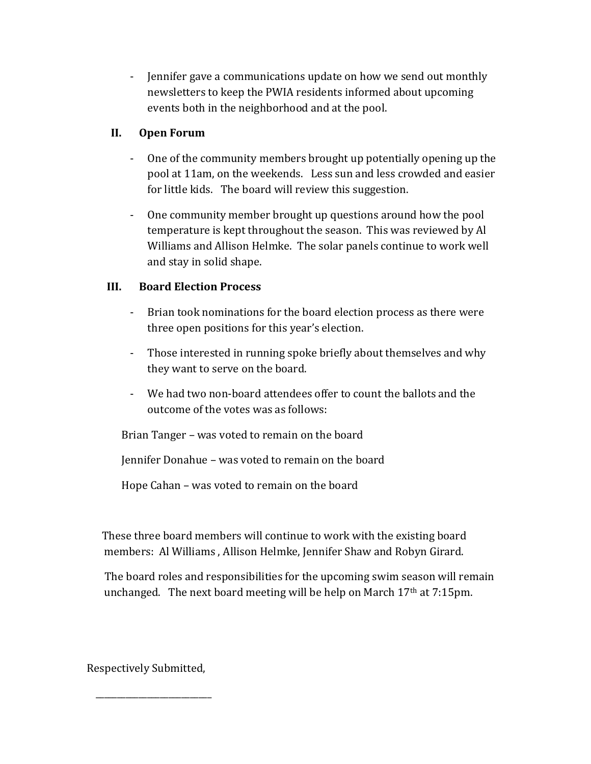- Jennifer gave a communications update on how we send out monthly newsletters to keep the PWIA residents informed about upcoming events both in the neighborhood and at the pool.

## II. Open Forum

- One of the community members brought up potentially opening up the pool at 11am, on the weekends. Less sun and less crowded and easier for little kids. The board will review this suggestion.
- One community member brought up questions around how the pool temperature is kept throughout the season. This was reviewed by Al Williams and Allison Helmke. The solar panels continue to work well and stay in solid shape.

## III. Board Election Process

- Brian took nominations for the board election process as there were three open positions for this year's election.
- Those interested in running spoke briefly about themselves and why they want to serve on the board.
- We had two non-board attendees offer to count the ballots and the outcome of the votes was as follows:

Brian Tanger – was voted to remain on the board

Jennifer Donahue – was voted to remain on the board

Hope Cahan – was voted to remain on the board

These three board members will continue to work with the existing board members: Al Williams , Allison Helmke, Jennifer Shaw and Robyn Girard.

The board roles and responsibilities for the upcoming swim season will remain unchanged. The next board meeting will be help on March 17th at 7:15pm.

Respectively Submitted,

___________________________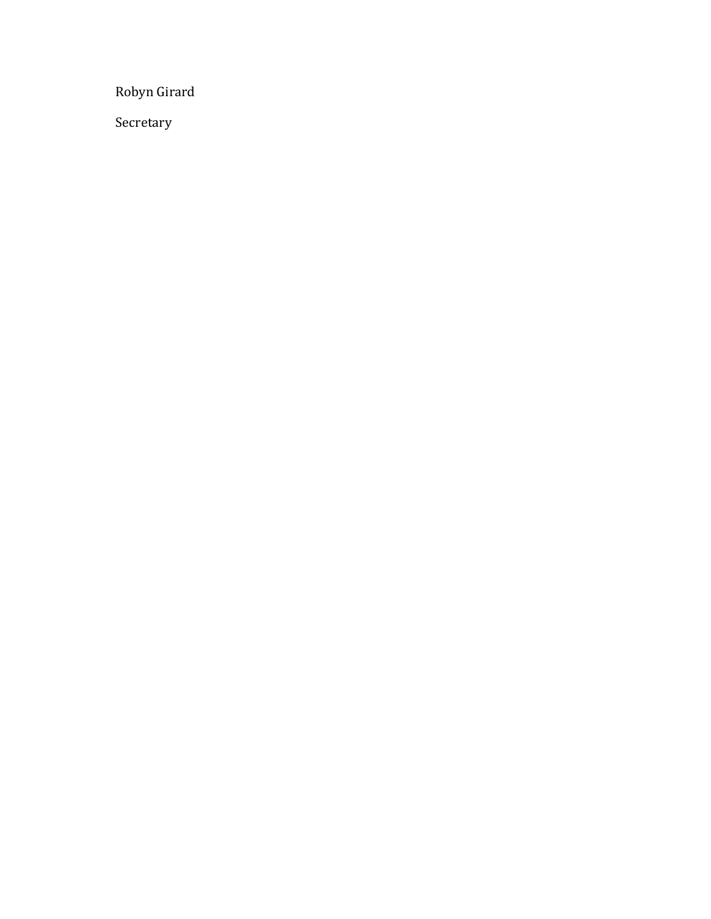Robyn Girard

Secretary